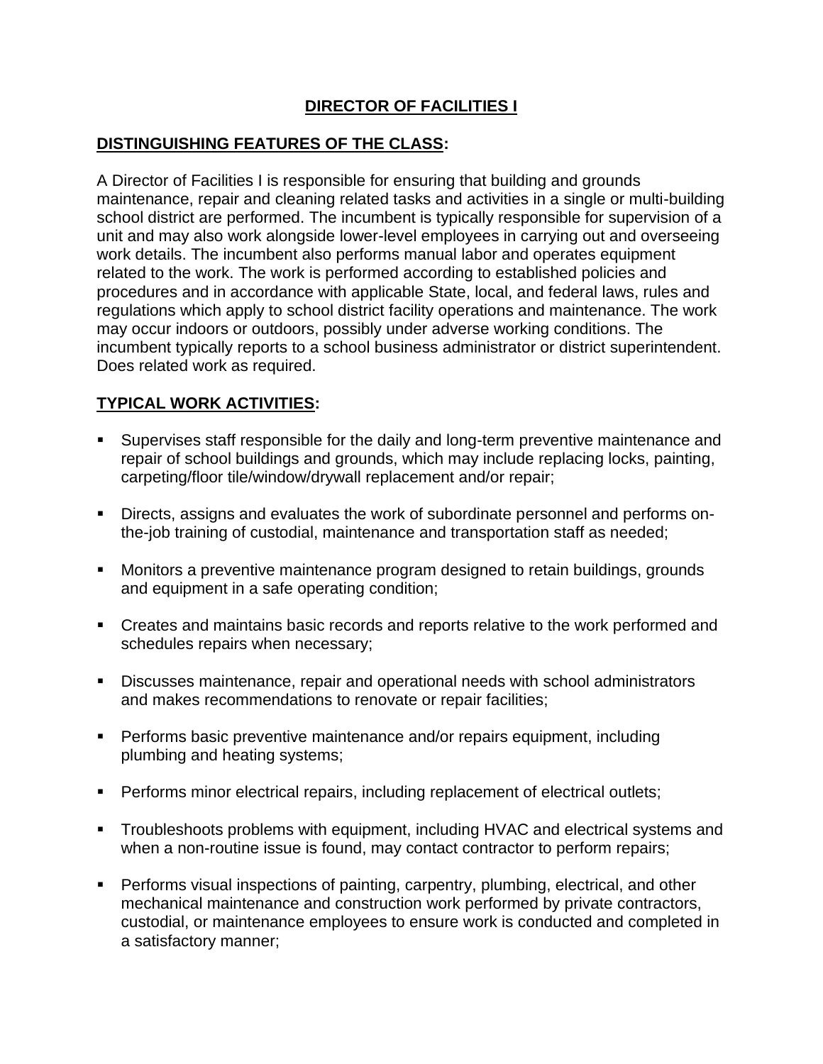# **DIRECTOR OF FACILITIES I**

## **DISTINGUISHING FEATURES OF THE CLASS:**

A Director of Facilities I is responsible for ensuring that building and grounds maintenance, repair and cleaning related tasks and activities in a single or multi-building school district are performed. The incumbent is typically responsible for supervision of a unit and may also work alongside lower-level employees in carrying out and overseeing work details. The incumbent also performs manual labor and operates equipment related to the work. The work is performed according to established policies and procedures and in accordance with applicable State, local, and federal laws, rules and regulations which apply to school district facility operations and maintenance. The work may occur indoors or outdoors, possibly under adverse working conditions. The incumbent typically reports to a school business administrator or district superintendent. Does related work as required.

## **TYPICAL WORK ACTIVITIES:**

- Supervises staff responsible for the daily and long-term preventive maintenance and repair of school buildings and grounds, which may include replacing locks, painting, carpeting/floor tile/window/drywall replacement and/or repair;
- Directs, assigns and evaluates the work of subordinate personnel and performs on-the-job training of custodial, maintenance and transportation staff as needed;
- Monitors a preventive maintenance program designed to retain buildings, grounds and equipment in a safe operating condition;
- Creates and maintains basic records and reports relative to the work performed and schedules repairs when necessary;
- Discusses maintenance, repair and operational needs with school administrators and makes recommendations to renovate or repair facilities;
- Performs basic preventive maintenance and/or repairs equipment, including plumbing and heating systems;
- Performs minor electrical repairs, including replacement of electrical outlets;
- Troubleshoots problems with equipment, including HVAC and electrical systems and when a non-routine issue is found, may contact contractor to perform repairs;
- Performs visual inspections of painting, carpentry, plumbing, electrical, and other mechanical maintenance and construction work performed by private contractors, custodial, or maintenance employees to ensure work is conducted and completed in a satisfactory manner;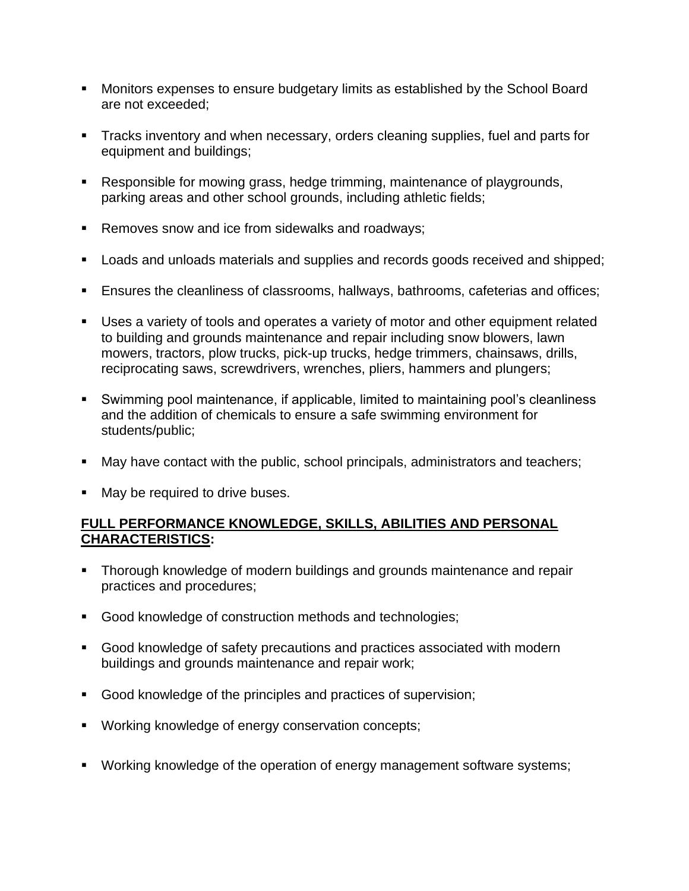- Monitors expenses to ensure budgetary limits as established by the School Board are not exceeded;
- Tracks inventory and when necessary, orders cleaning supplies, fuel and parts for equipment and buildings;
- Responsible for mowing grass, hedge trimming, maintenance of playgrounds, parking areas and other school grounds, including athletic fields;
- Removes snow and ice from sidewalks and roadways;
- Loads and unloads materials and supplies and records goods received and shipped;
- Ensures the cleanliness of classrooms, hallways, bathrooms, cafeterias and offices;
- Uses a variety of tools and operates a variety of motor and other equipment related to building and grounds maintenance and repair including snow blowers, lawn mowers, tractors, plow trucks, pick-up trucks, hedge trimmers, chainsaws, drills, reciprocating saws, screwdrivers, wrenches, pliers, hammers and plungers;
- Swimming pool maintenance, if applicable, limited to maintaining pool's cleanliness and the addition of chemicals to ensure a safe swimming environment for students/public;
- May have contact with the public, school principals, administrators and teachers;
- May be required to drive buses.

**FULL PERFORMANCE KNOWLEDGE, SKILLS, ABILITIES AND PERSONAL CHARACTERISTICS:**

- Thorough knowledge of modern buildings and grounds maintenance and repair practices and procedures;
- Good knowledge of construction methods and technologies;
- Good knowledge of safety precautions and practices associated with modern buildings and grounds maintenance and repair work;
- Good knowledge of the principles and practices of supervision;
- Working knowledge of energy conservation concepts;
- Working knowledge of the operation of energy management software systems;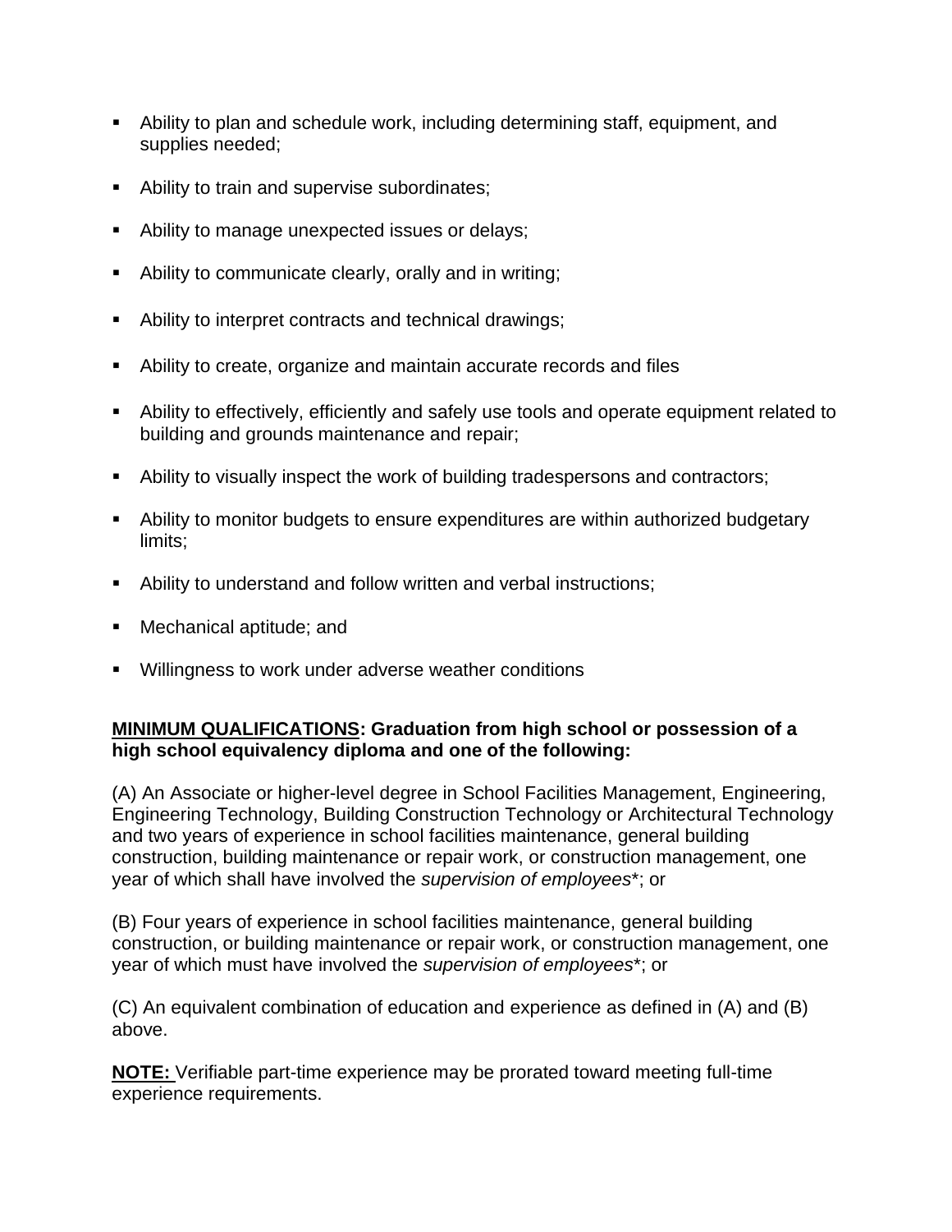- Ability to plan and schedule work, including determining staff, equipment, and supplies needed;
- Ability to train and supervise subordinates;
- Ability to manage unexpected issues or delays;
- Ability to communicate clearly, orally and in writing;
- Ability to interpret contracts and technical drawings;
- Ability to create, organize and maintain accurate records and files
- Ability to effectively, efficiently and safely use tools and operate equipment related to building and grounds maintenance and repair;
- Ability to visually inspect the work of building tradespersons and contractors;
- Ability to monitor budgets to ensure expenditures are within authorized budgetary limits;
- Ability to understand and follow written and verbal instructions;
- Mechanical aptitude; and
- Willingness to work under adverse weather conditions

**MINIMUM QUALIFICATIONS: Graduation from high school or possession of a high school equivalency diploma and one of the following:**

(A) An Associate or higher-level degree in School Facilities Management, Engineering, Engineering Technology, Building Construction Technology or Architectural Technology and two years of experience in school facilities maintenance, general building construction, building maintenance or repair work, or construction management, one year of which shall have involved the *supervision of employees**; or

(B) Four years of experience in school facilities maintenance, general building construction, or building maintenance or repair work, or construction management, one year of which must have involved the *supervision of employees**; or

(C) An equivalent combination of education and experience as defined in (A) and (B) above.

**NOTE:** Verifiable part-time experience may be prorated toward meeting full-time experience requirements.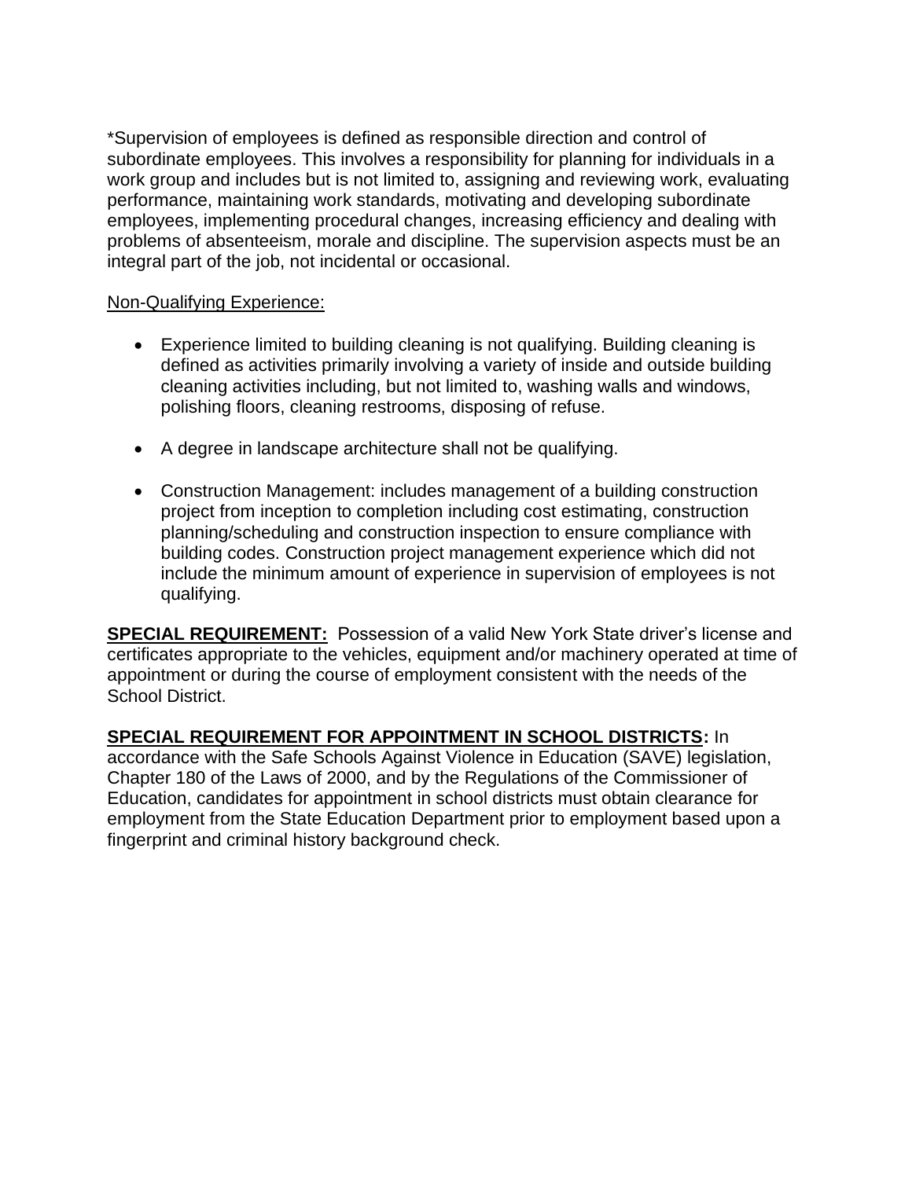*Supervision of employees is defined as responsible direction and control of subordinate employees. This involves a responsibility for planning for individuals in a work group and includes but is not limited to, assigning and reviewing work, evaluating performance, maintaining work standards, motivating and developing subordinate employees, implementing procedural changes, increasing efficiency and dealing with problems of absenteeism, morale and discipline. The supervision aspects must be an integral part of the job, not incidental or occasional.

<u>Non-Qualifying Experience:</u>

- Experience limited to building cleaning is not qualifying. Building cleaning is defined as activities primarily involving a variety of inside and outside building cleaning activities including, but not limited to, washing walls and windows, polishing floors, cleaning restrooms, disposing of refuse.

- A degree in landscape architecture shall not be qualifying.

- Construction Management: includes management of a building construction project from inception to completion including cost estimating, construction planning/scheduling and construction inspection to ensure compliance with building codes. Construction project management experience which did not include the minimum amount of experience in supervision of employees is not qualifying.

**<u>SPECIAL REQUIREMENT:</u>** Possession of a valid New York State driver's license and certificates appropriate to the vehicles, equipment and/or machinery operated at time of appointment or during the course of employment consistent with the needs of the School District.

**<u>SPECIAL REQUIREMENT FOR APPOINTMENT IN SCHOOL DISTRICTS</u>:** In accordance with the Safe Schools Against Violence in Education (SAVE) legislation, Chapter 180 of the Laws of 2000, and by the Regulations of the Commissioner of Education, candidates for appointment in school districts must obtain clearance for employment from the State Education Department prior to employment based upon a fingerprint and criminal history background check.